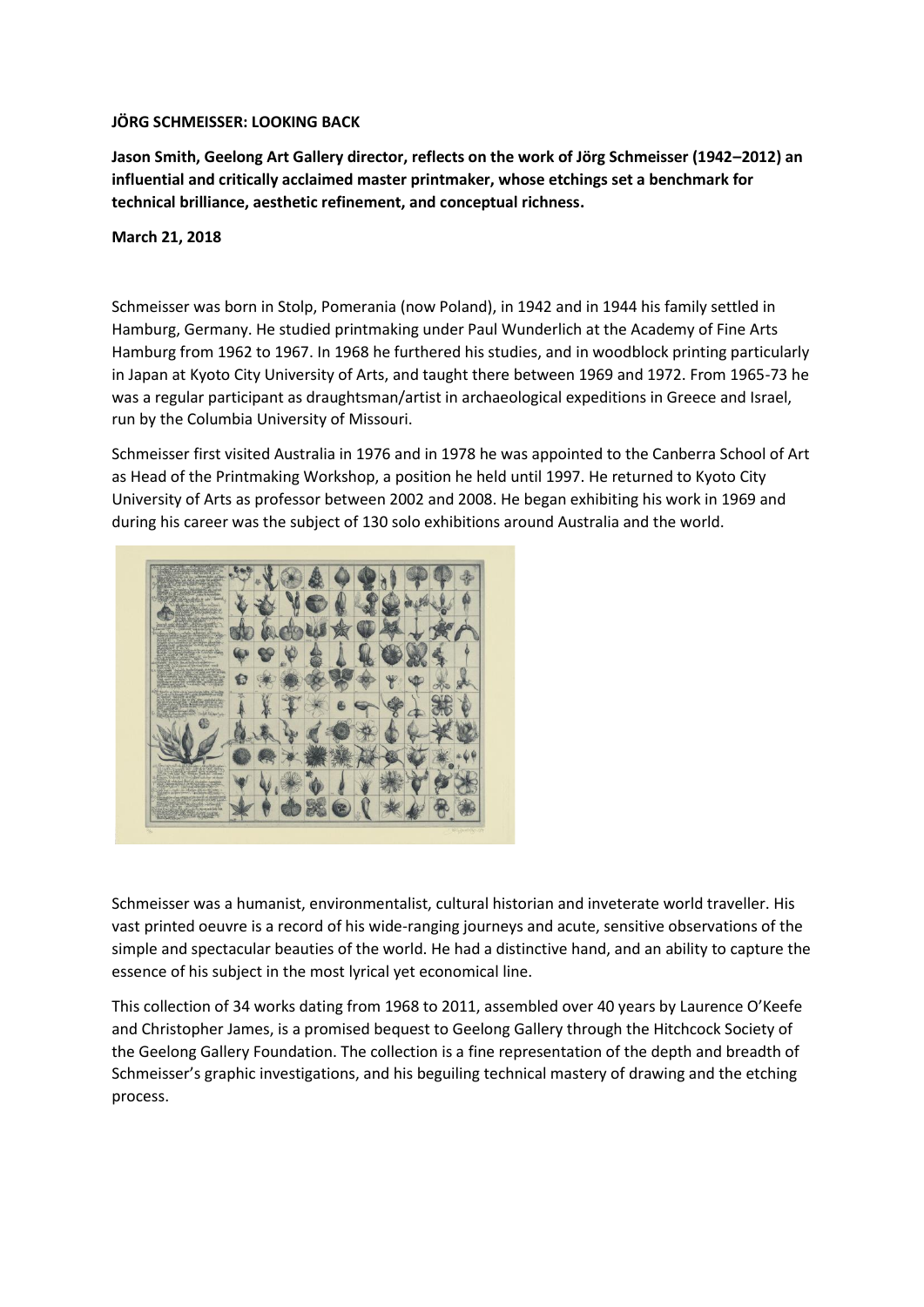**JÖRG SCHMEISSER: LOOKING BACK**

**Jason Smith, Geelong Art Gallery director, reflects on the work of Jörg Schmeisser (1942–2012) an influential and critically acclaimed master printmaker, whose etchings set a benchmark for technical brilliance, aesthetic refinement, and conceptual richness.**

**March 21, 2018**

Schmeisser was born in Stolp, Pomerania (now Poland), in 1942 and in 1944 his family settled in Hamburg, Germany. He studied printmaking under Paul Wunderlich at the Academy of Fine Arts Hamburg from 1962 to 1967. In 1968 he furthered his studies, and in woodblock printing particularly in Japan at Kyoto City University of Arts, and taught there between 1969 and 1972. From 1965-73 he was a regular participant as draughtsman/artist in archaeological expeditions in Greece and Israel, run by the Columbia University of Missouri.

Schmeisser first visited Australia in 1976 and in 1978 he was appointed to the Canberra School of Art as Head of the Printmaking Workshop, a position he held until 1997. He returned to Kyoto City University of Arts as professor between 2002 and 2008. He began exhibiting his work in 1969 and during his career was the subject of 130 solo exhibitions around Australia and the world.

Schmeisser was a humanist, environmentalist, cultural historian and inveterate world traveller. His vast printed oeuvre is a record of his wide-ranging journeys and acute, sensitive observations of the simple and spectacular beauties of the world. He had a distinctive hand, and an ability to capture the essence of his subject in the most lyrical yet economical line.

This collection of 34 works dating from 1968 to 2011, assembled over 40 years by Laurence O'Keefe and Christopher James, is a promised bequest to Geelong Gallery through the Hitchcock Society of the Geelong Gallery Foundation. The collection is a fine representation of the depth and breadth of Schmeisser's graphic investigations, and his beguiling technical mastery of drawing and the etching process.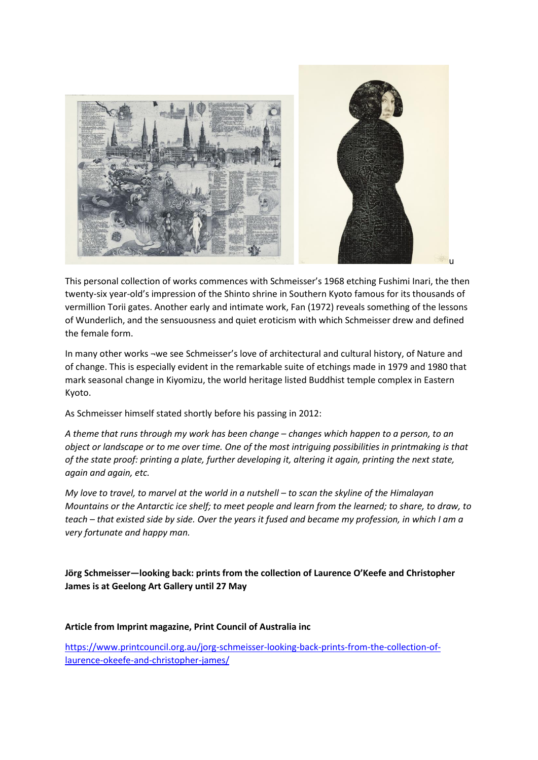u

This personal collection of works commences with Schmeisser's 1968 etching Fushimi Inari, the then twenty-six year-old's impression of the Shinto shrine in Southern Kyoto famous for its thousands of vermillion Torii gates. Another early and intimate work, Fan (1972) reveals something of the lessons of Wunderlich, and the sensuousness and quiet eroticism with which Schmeisser drew and defined the female form.

In many other works ¬we see Schmeisser's love of architectural and cultural history, of Nature and of change. This is especially evident in the remarkable suite of etchings made in 1979 and 1980 that mark seasonal change in Kiyomizu, the world heritage listed Buddhist temple complex in Eastern Kyoto.

As Schmeisser himself stated shortly before his passing in 2012:

*A theme that runs through my work has been change – changes which happen to a person, to an object or landscape or to me over time. One of the most intriguing possibilities in printmaking is that of the state proof: printing a plate, further developing it, altering it again, printing the next state, again and again, etc.*

*My love to travel, to marvel at the world in a nutshell – to scan the skyline of the Himalayan Mountains or the Antarctic ice shelf; to meet people and learn from the learned; to share, to draw, to teach – that existed side by side. Over the years it fused and became my profession, in which I am a very fortunate and happy man.*

**Jörg Schmeisser—looking back: prints from the collection of Laurence O'Keefe and Christopher James is at Geelong Art Gallery until 27 May**

**Article from Imprint magazine, Print Council of Australia inc**

https://www.printcouncil.org.au/jorg-schmeisser-looking-back-prints-from-the-collection-of-laurence-okeefe-and-christopher-james/